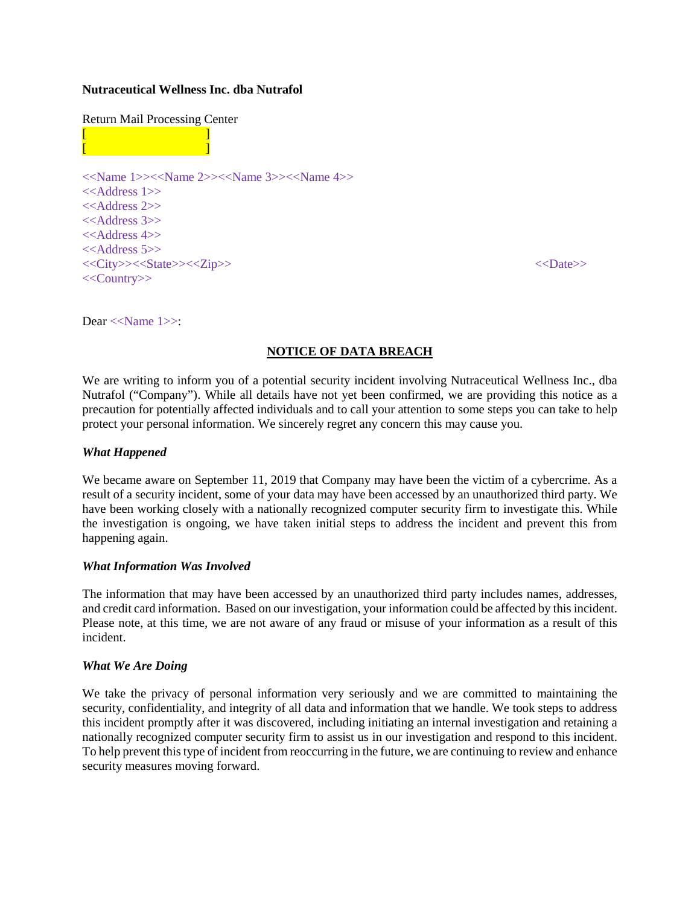**Nutraceutical Wellness Inc. dba Nutrafol**

Return Mail Processing Center
[ ]
[ ]

<<Name 1>><<Name 2>><<Name 3>><<Name 4>>
<<Address 1>>
<<Address 2>>
<<Address 3>>
<<Address 4>>
<<Address 5>>
<<City>><<State>><<Zip>> <<Date>>
<<Country>>

Dear <<Name 1>>:

## NOTICE OF DATA BREACH

We are writing to inform you of a potential security incident involving Nutraceutical Wellness Inc., dba Nutrafol ("Company"). While all details have not yet been confirmed, we are providing this notice as a precaution for potentially affected individuals and to call your attention to some steps you can take to help protect your personal information. We sincerely regret any concern this may cause you.

***What Happened***

We became aware on September 11, 2019 that Company may have been the victim of a cybercrime. As a result of a security incident, some of your data may have been accessed by an unauthorized third party. We have been working closely with a nationally recognized computer security firm to investigate this. While the investigation is ongoing, we have taken initial steps to address the incident and prevent this from happening again.

***What Information Was Involved***

The information that may have been accessed by an unauthorized third party includes names, addresses, and credit card information. Based on our investigation, your information could be affected by this incident. Please note, at this time, we are not aware of any fraud or misuse of your information as a result of this incident.

***What We Are Doing***

We take the privacy of personal information very seriously and we are committed to maintaining the security, confidentiality, and integrity of all data and information that we handle. We took steps to address this incident promptly after it was discovered, including initiating an internal investigation and retaining a nationally recognized computer security firm to assist us in our investigation and respond to this incident. To help prevent this type of incident from reoccurring in the future, we are continuing to review and enhance security measures moving forward.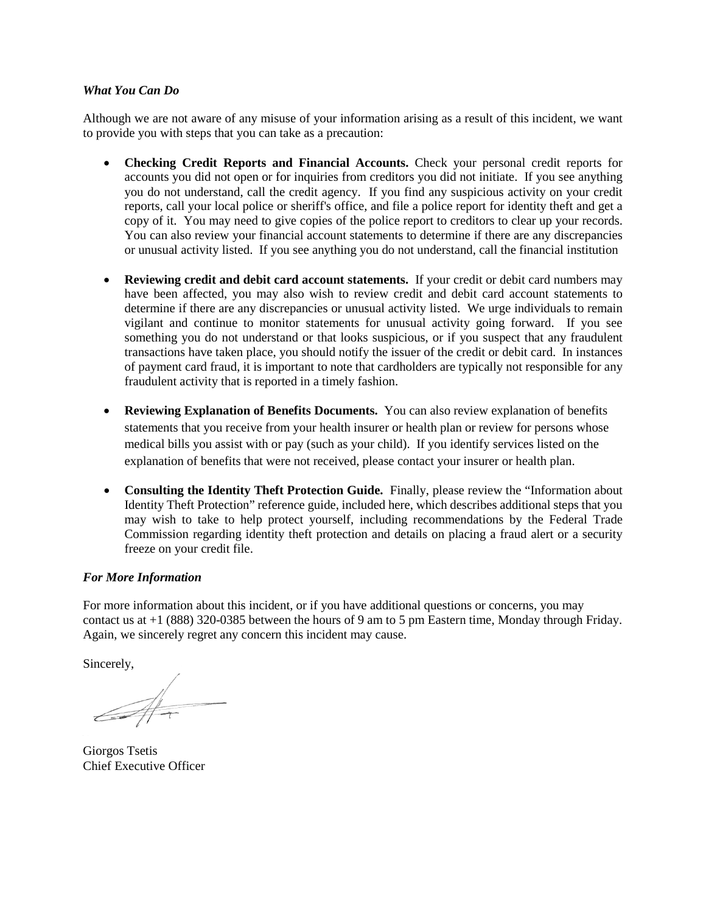***What You Can Do***

Although we are not aware of any misuse of your information arising as a result of this incident, we want to provide you with steps that you can take as a precaution:

- **Checking Credit Reports and Financial Accounts.** Check your personal credit reports for accounts you did not open or for inquiries from creditors you did not initiate. If you see anything you do not understand, call the credit agency. If you find any suspicious activity on your credit reports, call your local police or sheriff's office, and file a police report for identity theft and get a copy of it. You may need to give copies of the police report to creditors to clear up your records. You can also review your financial account statements to determine if there are any discrepancies or unusual activity listed. If you see anything you do not understand, call the financial institution

- **Reviewing credit and debit card account statements.** If your credit or debit card numbers may have been affected, you may also wish to review credit and debit card account statements to determine if there are any discrepancies or unusual activity listed. We urge individuals to remain vigilant and continue to monitor statements for unusual activity going forward. If you see something you do not understand or that looks suspicious, or if you suspect that any fraudulent transactions have taken place, you should notify the issuer of the credit or debit card. In instances of payment card fraud, it is important to note that cardholders are typically not responsible for any fraudulent activity that is reported in a timely fashion.

- **Reviewing Explanation of Benefits Documents.** You can also review explanation of benefits statements that you receive from your health insurer or health plan or review for persons whose medical bills you assist with or pay (such as your child). If you identify services listed on the explanation of benefits that were not received, please contact your insurer or health plan.

- **Consulting the Identity Theft Protection Guide.** Finally, please review the "Information about Identity Theft Protection" reference guide, included here, which describes additional steps that you may wish to take to help protect yourself, including recommendations by the Federal Trade Commission regarding identity theft protection and details on placing a fraud alert or a security freeze on your credit file.

***For More Information***

For more information about this incident, or if you have additional questions or concerns, you may contact us at +1 (888) 320-0385 between the hours of 9 am to 5 pm Eastern time, Monday through Friday. Again, we sincerely regret any concern this incident may cause.

Sincerely,

Giorgos Tsetis
Chief Executive Officer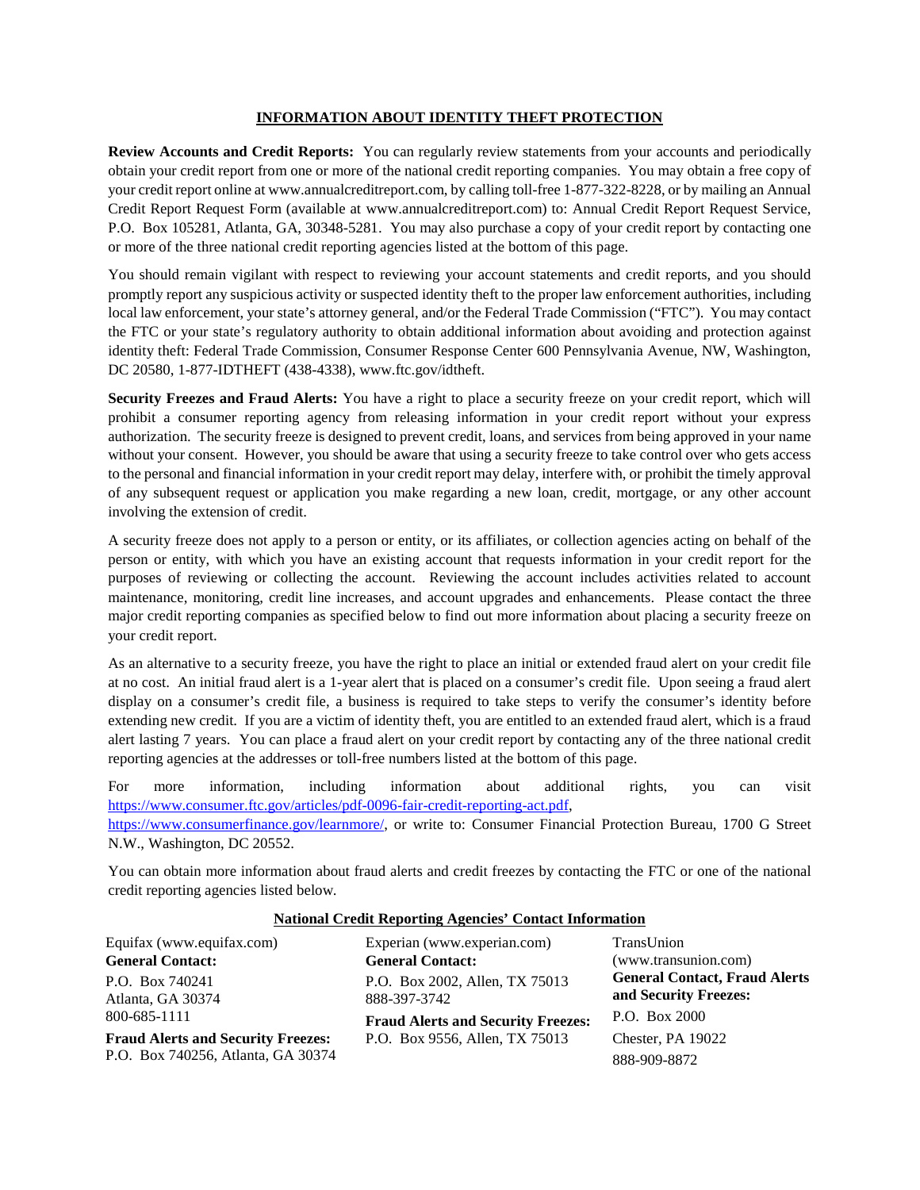## INFORMATION ABOUT IDENTITY THEFT PROTECTION

**Review Accounts and Credit Reports:** You can regularly review statements from your accounts and periodically obtain your credit report from one or more of the national credit reporting companies. You may obtain a free copy of your credit report online at www.annualcreditreport.com, by calling toll-free 1-877-322-8228, or by mailing an Annual Credit Report Request Form (available at www.annualcreditreport.com) to: Annual Credit Report Request Service, P.O. Box 105281, Atlanta, GA, 30348-5281. You may also purchase a copy of your credit report by contacting one or more of the three national credit reporting agencies listed at the bottom of this page.

You should remain vigilant with respect to reviewing your account statements and credit reports, and you should promptly report any suspicious activity or suspected identity theft to the proper law enforcement authorities, including local law enforcement, your state's attorney general, and/or the Federal Trade Commission ("FTC"). You may contact the FTC or your state's regulatory authority to obtain additional information about avoiding and protection against identity theft: Federal Trade Commission, Consumer Response Center 600 Pennsylvania Avenue, NW, Washington, DC 20580, 1-877-IDTHEFT (438-4338), www.ftc.gov/idtheft.

**Security Freezes and Fraud Alerts:** You have a right to place a security freeze on your credit report, which will prohibit a consumer reporting agency from releasing information in your credit report without your express authorization. The security freeze is designed to prevent credit, loans, and services from being approved in your name without your consent. However, you should be aware that using a security freeze to take control over who gets access to the personal and financial information in your credit report may delay, interfere with, or prohibit the timely approval of any subsequent request or application you make regarding a new loan, credit, mortgage, or any other account involving the extension of credit.

A security freeze does not apply to a person or entity, or its affiliates, or collection agencies acting on behalf of the person or entity, with which you have an existing account that requests information in your credit report for the purposes of reviewing or collecting the account. Reviewing the account includes activities related to account maintenance, monitoring, credit line increases, and account upgrades and enhancements. Please contact the three major credit reporting companies as specified below to find out more information about placing a security freeze on your credit report.

As an alternative to a security freeze, you have the right to place an initial or extended fraud alert on your credit file at no cost. An initial fraud alert is a 1-year alert that is placed on a consumer's credit file. Upon seeing a fraud alert display on a consumer's credit file, a business is required to take steps to verify the consumer's identity before extending new credit. If you are a victim of identity theft, you are entitled to an extended fraud alert, which is a fraud alert lasting 7 years. You can place a fraud alert on your credit report by contacting any of the three national credit reporting agencies at the addresses or toll-free numbers listed at the bottom of this page.

For more information, including information about additional rights, you can visit https://www.consumer.ftc.gov/articles/pdf-0096-fair-credit-reporting-act.pdf, https://www.consumerfinance.gov/learnmore/, or write to: Consumer Financial Protection Bureau, 1700 G Street N.W., Washington, DC 20552.

You can obtain more information about fraud alerts and credit freezes by contacting the FTC or one of the national credit reporting agencies listed below.

### National Credit Reporting Agencies' Contact Information

Equifax (www.equifax.com)
**General Contact:**
P.O. Box 740241
Atlanta, GA 30374
800-685-1111
**Fraud Alerts and Security Freezes:**
P.O. Box 740256, Atlanta, GA 30374

Experian (www.experian.com)
**General Contact:**
P.O. Box 2002, Allen, TX 75013
888-397-3742
**Fraud Alerts and Security Freezes:**
P.O. Box 9556, Allen, TX 75013

TransUnion
(www.transunion.com)
**General Contact, Fraud Alerts and Security Freezes:**
P.O. Box 2000
Chester, PA 19022
888-909-8872